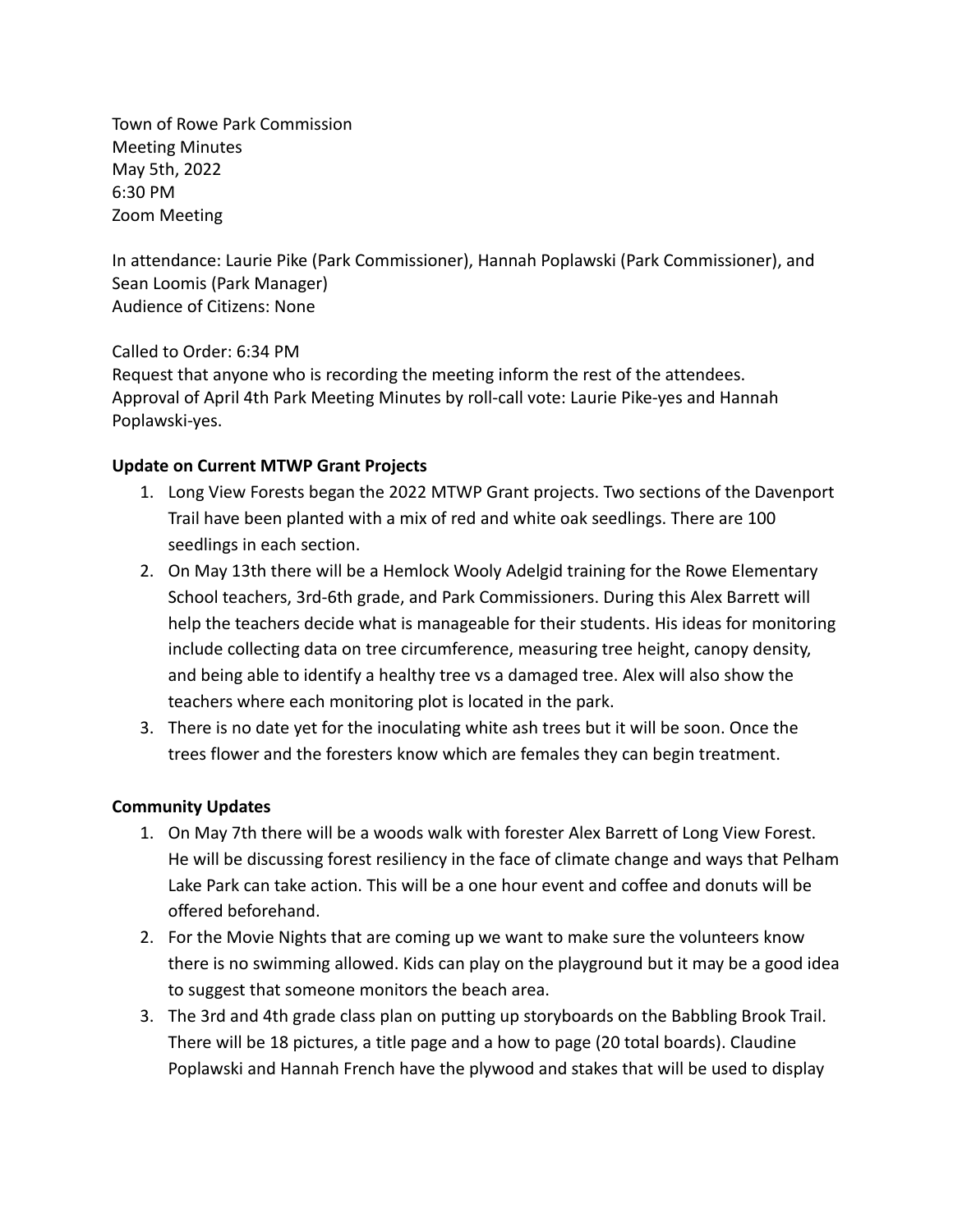Town of Rowe Park Commission
Meeting Minutes
May 5th, 2022
6:30 PM
Zoom Meeting

In attendance: Laurie Pike (Park Commissioner), Hannah Poplawski (Park Commissioner), and Sean Loomis (Park Manager)
Audience of Citizens: None

Called to Order: 6:34 PM
Request that anyone who is recording the meeting inform the rest of the attendees.
Approval of April 4th Park Meeting Minutes by roll-call vote: Laurie Pike-yes and Hannah Poplawski-yes.

**Update on Current MTWP Grant Projects**

1. Long View Forests began the 2022 MTWP Grant projects. Two sections of the Davenport Trail have been planted with a mix of red and white oak seedlings. There are 100 seedlings in each section.
2. On May 13th there will be a Hemlock Wooly Adelgid training for the Rowe Elementary School teachers, 3rd-6th grade, and Park Commissioners. During this Alex Barrett will help the teachers decide what is manageable for their students. His ideas for monitoring include collecting data on tree circumference, measuring tree height, canopy density, and being able to identify a healthy tree vs a damaged tree. Alex will also show the teachers where each monitoring plot is located in the park.
3. There is no date yet for the inoculating white ash trees but it will be soon. Once the trees flower and the foresters know which are females they can begin treatment.

**Community Updates**

1. On May 7th there will be a woods walk with forester Alex Barrett of Long View Forest. He will be discussing forest resiliency in the face of climate change and ways that Pelham Lake Park can take action. This will be a one hour event and coffee and donuts will be offered beforehand.
2. For the Movie Nights that are coming up we want to make sure the volunteers know there is no swimming allowed. Kids can play on the playground but it may be a good idea to suggest that someone monitors the beach area.
3. The 3rd and 4th grade class plan on putting up storyboards on the Babbling Brook Trail. There will be 18 pictures, a title page and a how to page (20 total boards). Claudine Poplawski and Hannah French have the plywood and stakes that will be used to display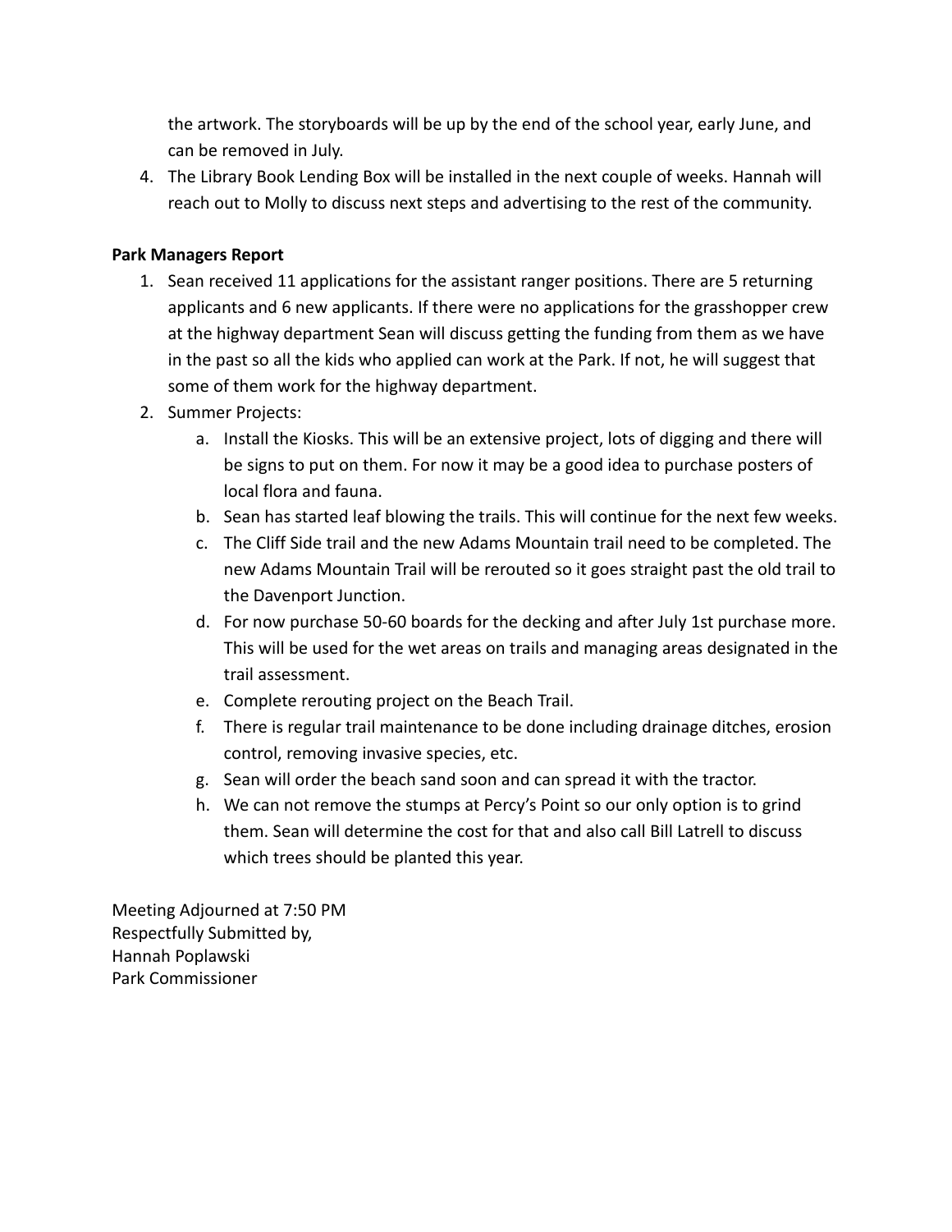the artwork. The storyboards will be up by the end of the school year, early June, and can be removed in July.

4. The Library Book Lending Box will be installed in the next couple of weeks. Hannah will reach out to Molly to discuss next steps and advertising to the rest of the community.

**Park Managers Report**

1. Sean received 11 applications for the assistant ranger positions. There are 5 returning applicants and 6 new applicants. If there were no applications for the grasshopper crew at the highway department Sean will discuss getting the funding from them as we have in the past so all the kids who applied can work at the Park. If not, he will suggest that some of them work for the highway department.
2. Summer Projects:
    a. Install the Kiosks. This will be an extensive project, lots of digging and there will be signs to put on them. For now it may be a good idea to purchase posters of local flora and fauna.
    b. Sean has started leaf blowing the trails. This will continue for the next few weeks.
    c. The Cliff Side trail and the new Adams Mountain trail need to be completed. The new Adams Mountain Trail will be rerouted so it goes straight past the old trail to the Davenport Junction.
    d. For now purchase 50-60 boards for the decking and after July 1st purchase more. This will be used for the wet areas on trails and managing areas designated in the trail assessment.
    e. Complete rerouting project on the Beach Trail.
    f. There is regular trail maintenance to be done including drainage ditches, erosion control, removing invasive species, etc.
    g. Sean will order the beach sand soon and can spread it with the tractor.
    h. We can not remove the stumps at Percy's Point so our only option is to grind them. Sean will determine the cost for that and also call Bill Latrell to discuss which trees should be planted this year.

Meeting Adjourned at 7:50 PM
Respectfully Submitted by,
Hannah Poplawski
Park Commissioner